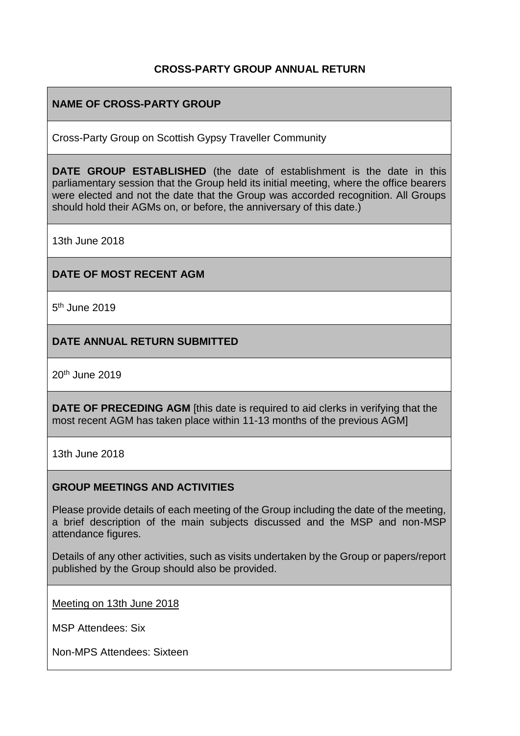# CROSS-PARTY GROUP ANNUAL RETURN

**NAME OF CROSS-PARTY GROUP**

Cross-Party Group on Scottish Gypsy Traveller Community

**DATE GROUP ESTABLISHED** (the date of establishment is the date in this parliamentary session that the Group held its initial meeting, where the office bearers were elected and not the date that the Group was accorded recognition. All Groups should hold their AGMs on, or before, the anniversary of this date.)

13th June 2018

**DATE OF MOST RECENT AGM**

5th June 2019

**DATE ANNUAL RETURN SUBMITTED**

20th June 2019

**DATE OF PRECEDING AGM** [this date is required to aid clerks in verifying that the most recent AGM has taken place within 11-13 months of the previous AGM]

13th June 2018

**GROUP MEETINGS AND ACTIVITIES**

Please provide details of each meeting of the Group including the date of the meeting, a brief description of the main subjects discussed and the MSP and non-MSP attendance figures.

Details of any other activities, such as visits undertaken by the Group or papers/report published by the Group should also be provided.

Meeting on 13th June 2018

MSP Attendees: Six

Non-MPS Attendees: Sixteen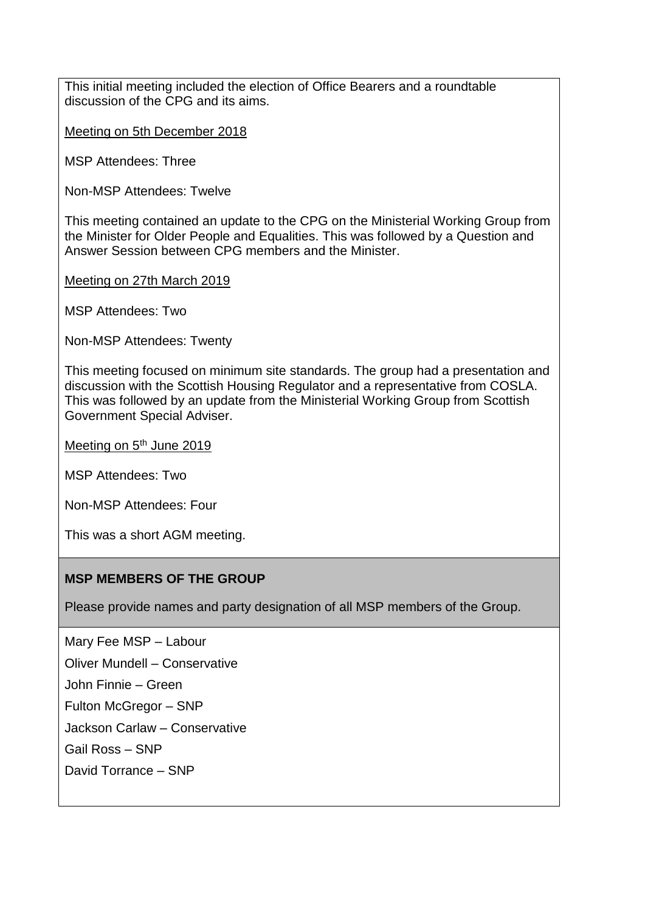This initial meeting included the election of Office Bearers and a roundtable discussion of the CPG and its aims.

Meeting on 5th December 2018

MSP Attendees: Three

Non-MSP Attendees: Twelve

This meeting contained an update to the CPG on the Ministerial Working Group from the Minister for Older People and Equalities. This was followed by a Question and Answer Session between CPG members and the Minister.

Meeting on 27th March 2019

MSP Attendees: Two

Non-MSP Attendees: Twenty

This meeting focused on minimum site standards. The group had a presentation and discussion with the Scottish Housing Regulator and a representative from COSLA. This was followed by an update from the Ministerial Working Group from Scottish Government Special Adviser.

Meeting on 5th June 2019

MSP Attendees: Two

Non-MSP Attendees: Four

This was a short AGM meeting.

**MSP MEMBERS OF THE GROUP**

Please provide names and party designation of all MSP members of the Group.

Mary Fee MSP – Labour

Oliver Mundell – Conservative

John Finnie – Green

Fulton McGregor – SNP

Jackson Carlaw – Conservative

Gail Ross – SNP

David Torrance – SNP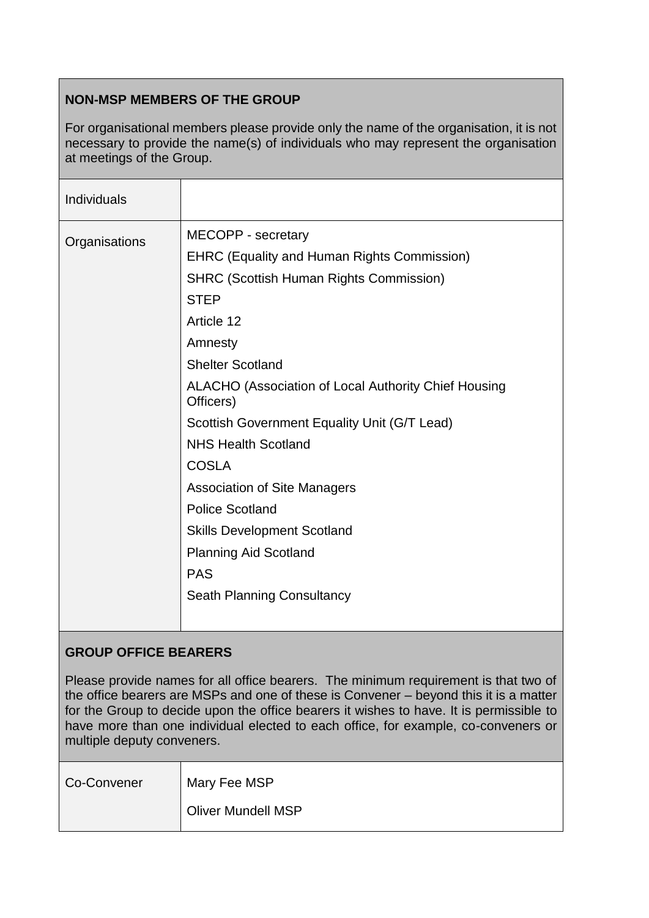**NON-MSP MEMBERS OF THE GROUP**

For organisational members please provide only the name of the organisation, it is not necessary to provide the name(s) of individuals who may represent the organisation at meetings of the Group.

| | |
|---|---|
| Individuals | |
| Organisations | MECOPP - secretary<br>EHRC (Equality and Human Rights Commission)<br>SHRC (Scottish Human Rights Commission)<br>STEP<br>Article 12<br>Amnesty<br>Shelter Scotland<br>ALACHO (Association of Local Authority Chief Housing Officers)<br>Scottish Government Equality Unit (G/T Lead)<br>NHS Health Scotland<br>COSLA<br>Association of Site Managers<br>Police Scotland<br>Skills Development Scotland<br>Planning Aid Scotland<br>PAS<br>Seath Planning Consultancy |

**GROUP OFFICE BEARERS**

Please provide names for all office bearers. The minimum requirement is that two of the office bearers are MSPs and one of these is Convener – beyond this it is a matter for the Group to decide upon the office bearers it wishes to have. It is permissible to have more than one individual elected to each office, for example, co-conveners or multiple deputy conveners.

| | |
|---|---|
| Co-Convener | Mary Fee MSP<br>Oliver Mundell MSP |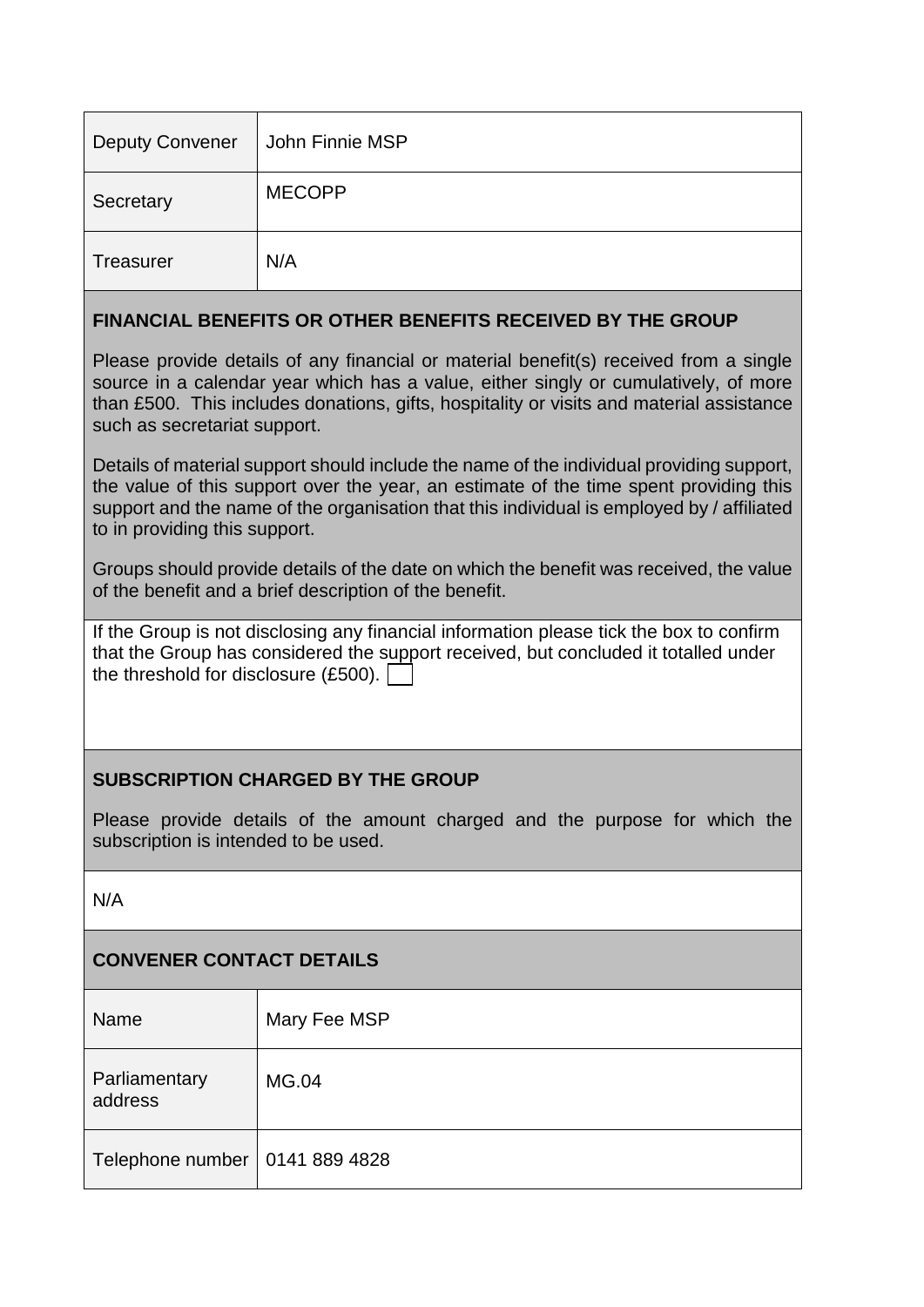| | |
|---|---|
| Deputy Convener | John Finnie MSP |
| Secretary | MECOPP |
| Treasurer | N/A |

**FINANCIAL BENEFITS OR OTHER BENEFITS RECEIVED BY THE GROUP**

Please provide details of any financial or material benefit(s) received from a single source in a calendar year which has a value, either singly or cumulatively, of more than £500. This includes donations, gifts, hospitality or visits and material assistance such as secretariat support.

Details of material support should include the name of the individual providing support, the value of this support over the year, an estimate of the time spent providing this support and the name of the organisation that this individual is employed by / affiliated to in providing this support.

Groups should provide details of the date on which the benefit was received, the value of the benefit and a brief description of the benefit.

If the Group is not disclosing any financial information please tick the box to confirm that the Group has considered the support received, but concluded it totalled under the threshold for disclosure (£500). ☐

**SUBSCRIPTION CHARGED BY THE GROUP**

Please provide details of the amount charged and the purpose for which the subscription is intended to be used.

N/A

**CONVENER CONTACT DETAILS**

| | |
|---|---|
| Name | Mary Fee MSP |
| Parliamentary address | MG.04 |
| Telephone number | 0141 889 4828 |